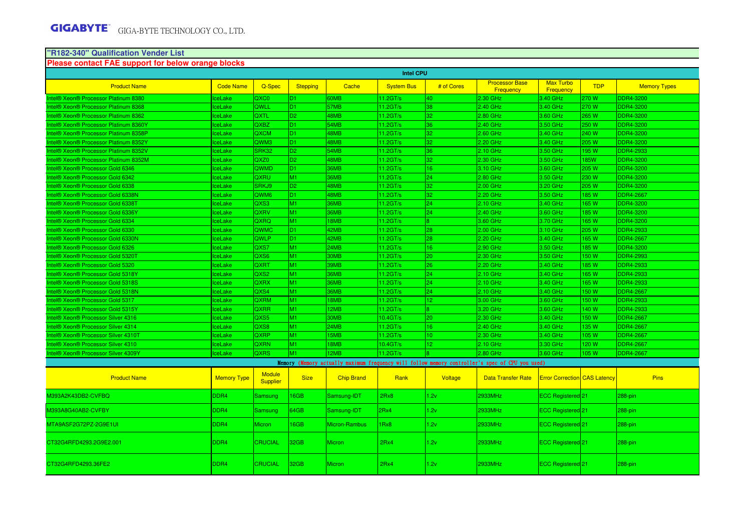GIGABYTE GIGA-BYTE TECHNOLOGY CO., LTD.

## "R182-340" Qualification Vender List

**Please contact FAE support for below orange blocks**

### Intel CPU

| Product Name | Code Name | Q-Spec | Stepping | Cache | System Bus | # of Cores | Processor Base Frequency | Max Turbo Frequency | TDP | Memory Types |
|---|---|---|---|---|---|---|---|---|---|---|
| Intel® Xeon® Processor Platinum 8380 | IceLake | QXC0 | D1 | 60MB | 11.2GT/s | 40 | 2.30 GHz | 3.40 GHz | 270 W | DDR4-3200 |
| Intel® Xeon® Processor Platinum 8368 | IceLake | QWLL | D1 | 57MB | 11.2GT/s | 38 | 2.40 GHz | 3.40 GHz | 270 W | DDR4-3200 |
| Intel® Xeon® Processor Platinum 8362 | IceLake | QXTL | D2 | 48MB | 11.2GT/s | 32 | 2.80 GHz | 3.60 GHz | 265 W | DDR4-3200 |
| Intel® Xeon® Processor Platinum 8360Y | IceLake | QXBZ | D1 | 54MB | 11.2GT/s | 36 | 2.40 GHz | 3.50 GHz | 250 W | DDR4-3200 |
| Intel® Xeon® Processor Platinum 8358P | IceLake | QXCM | D1 | 48MB | 11.2GT/s | 32 | 2.60 GHz | 3.40 GHz | 240 W | DDR4-3200 |
| Intel® Xeon® Processor Platinum 8352Y | IceLake | QWM3 | D1 | 48MB | 11.2GT/s | 32 | 2.20 GHz | 3.40 GHz | 205 W | DDR4-3200 |
| Intel® Xeon® Processor Platinum 8352V | IceLake | SRK32 | D2 | 54MB | 11.2GT/s | 36 | 2.10 GHz | 3.50 GHz | 195 W | DDR4-2933 |
| Intel® Xeon® Processor Platinum 8352M | IceLake | QXZ0 | D2 | 48MB | 11.2GT/s | 32 | 2.30 GHz | 3.50 GHz | 185W | DDR4-3200 |
| Intel® Xeon® Processor Gold 6346 | IceLake | QWMD | D1 | 36MB | 11.2GT/s | 16 | 3.10 GHz | 3.60 GHz | 205 W | DDR4-3200 |
| Intel® Xeon® Processor Gold 6342 | IceLake | QXRU | M1 | 36MB | 11.2GT/s | 24 | 2.80 GHz | 3.50 GHz | 230 W | DDR4-3200 |
| Intel® Xeon® Processor Gold 6338 | IceLake | SRKJ9 | D2 | 48MB | 11.2GT/s | 32 | 2.00 GHz | 3.20 GHz | 205 W | DDR4-3200 |
| Intel® Xeon® Processor Gold 6338N | IceLake | QWM6 | D1 | 48MB | 11.2GT/s | 32 | 2.20 GHz | 3.50 GHz | 185 W | DDR4-2667 |
| Intel® Xeon® Processor Gold 6338T | IceLake | QXS3 | M1 | 36MB | 11.2GT/s | 24 | 2.10 GHz | 3.40 GHz | 165 W | DDR4-3200 |
| Intel® Xeon® Processor Gold 6336Y | IceLake | QXRV | M1 | 36MB | 11.2GT/s | 24 | 2.40 GHz | 3.60 GHz | 185 W | DDR4-3200 |
| Intel® Xeon® Processor Gold 6334 | IceLake | QXRQ | M1 | 18MB | 11.2GT/s | 8 | 3.60 GHz | 3.70 GHz | 165 W | DDR4-3200 |
| Intel® Xeon® Processor Gold 6330 | IceLake | QWMC | D1 | 42MB | 11.2GT/s | 28 | 2.00 GHz | 3.10 GHz | 205 W | DDR4-2933 |
| Intel® Xeon® Processor Gold 6330N | IceLake | QWLP | D1 | 42MB | 11.2GT/s | 28 | 2.20 GHz | 3.40 GHz | 165 W | DDR4-2667 |
| Intel® Xeon® Processor Gold 6326 | IceLake | QXS7 | M1 | 24MB | 11.2GT/s | 16 | 2.90 GHz | 3.50 GHz | 185 W | DDR4-3200 |
| Intel® Xeon® Processor Gold 5320T | IceLake | QXS6 | M1 | 30MB | 11.2GT/s | 20 | 2.30 GHz | 3.50 GHz | 150 W | DDR4-2993 |
| Intel® Xeon® Processor Gold 5320 | IceLake | QXRT | M1 | 39MB | 11.2GT/s | 26 | 2.20 GHz | 3.40 GHz | 185 W | DDR4-2933 |
| Intel® Xeon® Processor Gold 5318Y | IceLake | QXS2 | M1 | 36MB | 11.2GT/s | 24 | 2.10 GHz | 3.40 GHz | 165 W | DDR4-2933 |
| Intel® Xeon® Processor Gold 5318S | IceLake | QXRX | M1 | 36MB | 11.2GT/s | 24 | 2.10 GHz | 3.40 GHz | 165 W | DDR4-2933 |
| Intel® Xeon® Processor Gold 5318N | IceLake | QXS4 | M1 | 36MB | 11.2GT/s | 24 | 2.10 GHz | 3.40 GHz | 150 W | DDR4-2667 |
| Intel® Xeon® Processor Gold 5317 | IceLake | QXRM | M1 | 18MB | 11.2GT/s | 12 | 3.00 GHz | 3.60 GHz | 150 W | DDR4-2933 |
| Intel® Xeon® Processor Gold 5315Y | IceLake | QXRR | M1 | 12MB | 11.2GT/s | 8 | 3.20 GHz | 3.60 GHz | 140 W | DDR4-2933 |
| Intel® Xeon® Processor Silver 4316 | IceLake | QXS5 | M1 | 30MB | 10.4GT/s | 20 | 2.30 GHz | 3.40 GHz | 150 W | DDR4-2667 |
| Intel® Xeon® Processor Silver 4314 | IceLake | QXS8 | M1 | 24MB | 11.2GT/s | 16 | 2.40 GHz | 3.40 GHz | 135 W | DDR4-2667 |
| Intel® Xeon® Processor Silver 4310T | IceLake | QXRP | M1 | 15MB | 11.2GT/s | 10 | 2.30 GHz | 3.40 GHz | 105 W | DDR4-2667 |
| Intel® Xeon® Processor Silver 4310 | IceLake | QXRN | M1 | 18MB | 10.4GT/s | 12 | 2.10 GHz | 3.30 GHz | 120 W | DDR4-2667 |
| Intel® Xeon® Processor Silver 4309Y | IceLake | QXRS | M1 | 12MB | 11.2GT/s | 8 | 2.80 GHz | 3.60 GHz | 105 W | DDR4-2667 |

### Memory (Memory actually maximum frequency will follow memory controller's spec of CPU you used)

| Product Name | Memory Type | Module Supplier | Size | Chip Brand | Rank | Voltage | Data Transfer Rate | Error Correction | CAS Latency | Pins |
|---|---|---|---|---|---|---|---|---|---|---|
| M393A2K43DB2-CVFBQ | DDR4 | Samsung | 16GB | Samsung-IDT | 2Rx8 | 1.2v | 2933MHz | ECC Registered | 21 | 288-pin |
| M393A8G40AB2-CVFBY | DDR4 | Samsung | 64GB | Samsung-IDT | 2Rx4 | 1.2v | 2933MHz | ECC Registered | 21 | 288-pin |
| MTA9ASF2G72PZ-2G9E1UI | DDR4 | Micron | 16GB | Micron-Rambus | 1Rx8 | 1.2v | 2933MHz | ECC Registered | 21 | 288-pin |
| CT32G4RFD4293.2G9E2.001 | DDR4 | CRUCIAL | 32GB | Micron | 2Rx4 | 1.2v | 2933MHz | ECC Registered | 21 | 288-pin |
| CT32G4RFD4293.36FE2 | DDR4 | CRUCIAL | 32GB | Micron | 2Rx4 | 1.2v | 2933MHz | ECC Registered | 21 | 288-pin |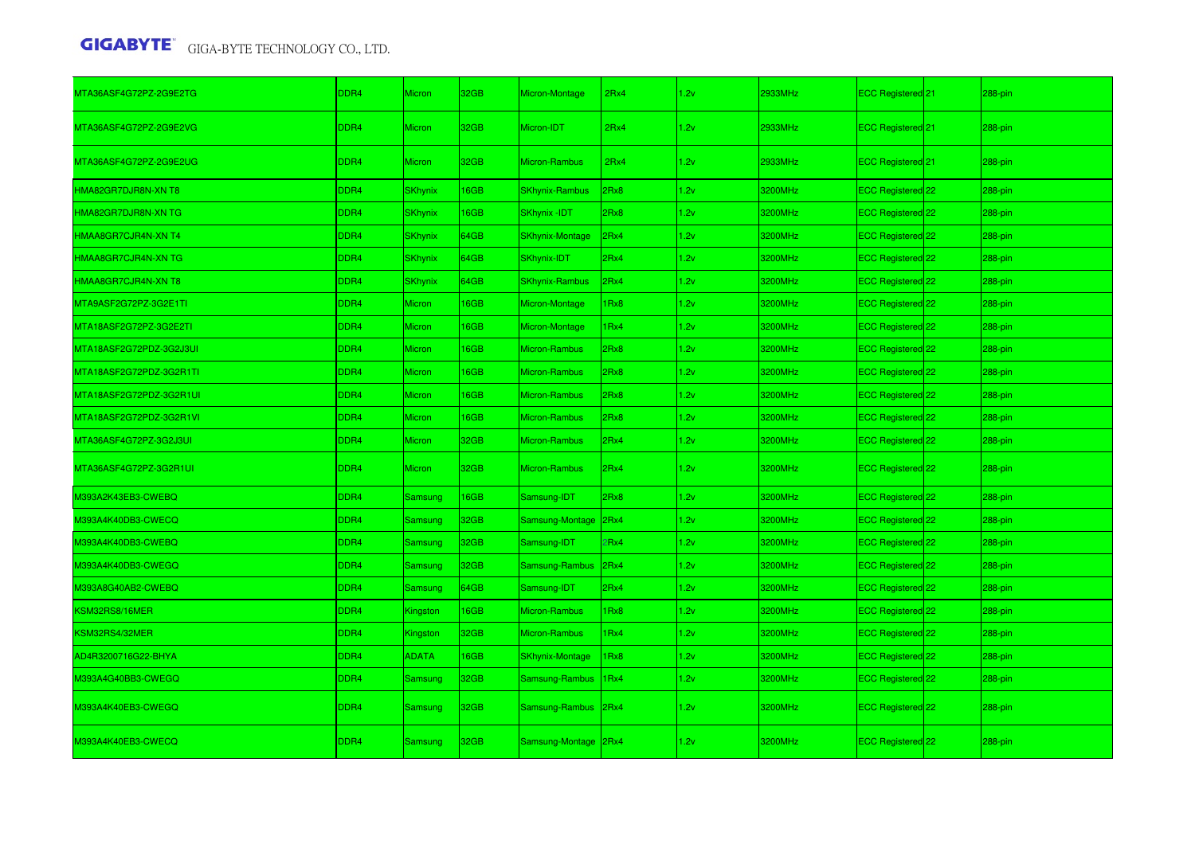| | | | | | | | | | | |
|---|---|---|---|---|---|---|---|---|---|---|
| MTA36ASF4G72PZ-2G9E2TG | DDR4 | Micron | 32GB | Micron-Montage | 2Rx4 | 1.2v | 2933MHz | ECC Registered | 21 | 288-pin |
| MTA36ASF4G72PZ-2G9E2VG | DDR4 | Micron | 32GB | Micron-IDT | 2Rx4 | 1.2v | 2933MHz | ECC Registered | 21 | 288-pin |
| MTA36ASF4G72PZ-2G9E2UG | DDR4 | Micron | 32GB | Micron-Rambus | 2Rx4 | 1.2v | 2933MHz | ECC Registered | 21 | 288-pin |
| HMA82GR7DJR8N-XN T8 | DDR4 | SKhynix | 16GB | SKhynix-Rambus | 2Rx8 | 1.2v | 3200MHz | ECC Registered | 22 | 288-pin |
| HMA82GR7DJR8N-XN TG | DDR4 | SKhynix | 16GB | SKhynix -IDT | 2Rx8 | 1.2v | 3200MHz | ECC Registered | 22 | 288-pin |
| HMAA8GR7CJR4N-XN T4 | DDR4 | SKhynix | 64GB | SKhynix-Montage | 2Rx4 | 1.2v | 3200MHz | ECC Registered | 22 | 288-pin |
| HMAA8GR7CJR4N-XN TG | DDR4 | SKhynix | 64GB | SKhynix-IDT | 2Rx4 | 1.2v | 3200MHz | ECC Registered | 22 | 288-pin |
| HMAA8GR7CJR4N-XN T8 | DDR4 | SKhynix | 64GB | SKhynix-Rambus | 2Rx4 | 1.2v | 3200MHz | ECC Registered | 22 | 288-pin |
| MTA9ASF2G72PZ-3G2E1TI | DDR4 | Micron | 16GB | Micron-Montage | 1Rx8 | 1.2v | 3200MHz | ECC Registered | 22 | 288-pin |
| MTA18ASF2G72PZ-3G2E2TI | DDR4 | Micron | 16GB | Micron-Montage | 1Rx4 | 1.2v | 3200MHz | ECC Registered | 22 | 288-pin |
| MTA18ASF2G72PDZ-3G2J3UI | DDR4 | Micron | 16GB | Micron-Rambus | 2Rx8 | 1.2v | 3200MHz | ECC Registered | 22 | 288-pin |
| MTA18ASF2G72PDZ-3G2R1TI | DDR4 | Micron | 16GB | Micron-Rambus | 2Rx8 | 1.2v | 3200MHz | ECC Registered | 22 | 288-pin |
| MTA18ASF2G72PDZ-3G2R1UI | DDR4 | Micron | 16GB | Micron-Rambus | 2Rx8 | 1.2v | 3200MHz | ECC Registered | 22 | 288-pin |
| MTA18ASF2G72PDZ-3G2R1VI | DDR4 | Micron | 16GB | Micron-Rambus | 2Rx8 | 1.2v | 3200MHz | ECC Registered | 22 | 288-pin |
| MTA36ASF4G72PZ-3G2J3UI | DDR4 | Micron | 32GB | Micron-Rambus | 2Rx4 | 1.2v | 3200MHz | ECC Registered | 22 | 288-pin |
| MTA36ASF4G72PZ-3G2R1UI | DDR4 | Micron | 32GB | Micron-Rambus | 2Rx4 | 1.2v | 3200MHz | ECC Registered | 22 | 288-pin |
| M393A2K43EB3-CWEBQ | DDR4 | Samsung | 16GB | Samsung-IDT | 2Rx8 | 1.2v | 3200MHz | ECC Registered | 22 | 288-pin |
| M393A4K40DB3-CWECQ | DDR4 | Samsung | 32GB | Samsung-Montage | 2Rx4 | 1.2v | 3200MHz | ECC Registered | 22 | 288-pin |
| M393A4K40DB3-CWEBQ | DDR4 | Samsung | 32GB | Samsung-IDT | 2Rx4 | 1.2v | 3200MHz | ECC Registered | 22 | 288-pin |
| M393A4K40DB3-CWEGQ | DDR4 | Samsung | 32GB | Samsung-Rambus | 2Rx4 | 1.2v | 3200MHz | ECC Registered | 22 | 288-pin |
| M393A8G40AB2-CWEBQ | DDR4 | Samsung | 64GB | Samsung-IDT | 2Rx4 | 1.2v | 3200MHz | ECC Registered | 22 | 288-pin |
| KSM32RS8/16MER | DDR4 | Kingston | 16GB | Micron-Rambus | 1Rx8 | 1.2v | 3200MHz | ECC Registered | 22 | 288-pin |
| KSM32RS4/32MER | DDR4 | Kingston | 32GB | Micron-Rambus | 1Rx4 | 1.2v | 3200MHz | ECC Registered | 22 | 288-pin |
| AD4R3200716G22-BHYA | DDR4 | ADATA | 16GB | SKhynix-Montage | 1Rx8 | 1.2v | 3200MHz | ECC Registered | 22 | 288-pin |
| M393A4G40BB3-CWEGQ | DDR4 | Samsung | 32GB | Samsung-Rambus | 1Rx4 | 1.2v | 3200MHz | ECC Registered | 22 | 288-pin |
| M393A4K40EB3-CWEGQ | DDR4 | Samsung | 32GB | Samsung-Rambus | 2Rx4 | 1.2v | 3200MHz | ECC Registered | 22 | 288-pin |
| M393A4K40EB3-CWECQ | DDR4 | Samsung | 32GB | Samsung-Montage | 2Rx4 | 1.2v | 3200MHz | ECC Registered | 22 | 288-pin |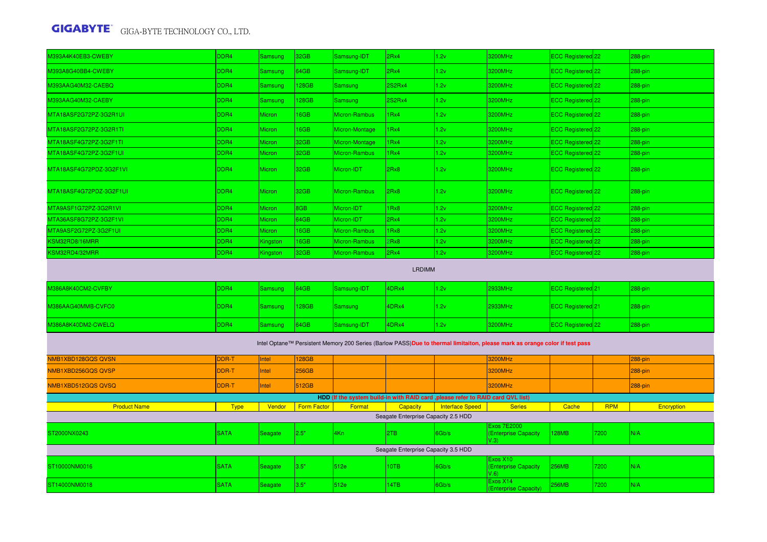| | | | | | | | | | | |
|---|---|---|---|---|---|---|---|---|---|---|
| M393A4K40EB3-CWEBY | DDR4 | Samsung | 32GB | Samsung-IDT | 2Rx4 | 1.2v | 3200MHz | ECC Registered | 22 | 288-pin |
| M393A8G40BB4-CWEBY | DDR4 | Samsung | 64GB | Samsung-IDT | 2Rx4 | 1.2v | 3200MHz | ECC Registered | 22 | 288-pin |
| M393AAG40M32-CAEBQ | DDR4 | Samsung | 128GB | Samsung | 2S2Rx4 | 1.2v | 3200MHz | ECC Registered | 22 | 288-pin |
| M393AAG40M32-CAEBY | DDR4 | Samsung | 128GB | Samsung | 2S2Rx4 | 1.2v | 3200MHz | ECC Registered | 22 | 288-pin |
| MTA18ASF2G72PZ-3G2R1UI | DDR4 | Micron | 16GB | Micron-Rambus | 1Rx4 | 1.2v | 3200MHz | ECC Registered | 22 | 288-pin |
| MTA18ASF2G72PZ-3G2R1TI | DDR4 | Micron | 16GB | Micron-Montage | 1Rx4 | 1.2v | 3200MHz | ECC Registered | 22 | 288-pin |
| MTA18ASF4G72PZ-3G2F1TI | DDR4 | Micron | 32GB | Micron-Montage | 1Rx4 | 1.2v | 3200MHz | ECC Registered | 22 | 288-pin |
| MTA18ASF4G72PZ-3G2F1UI | DDR4 | Micron | 32GB | Micron-Rambus | 1Rx4 | 1.2v | 3200MHz | ECC Registered | 22 | 288-pin |
| MTA18ASF4G72PDZ-3G2F1VI | DDR4 | Micron | 32GB | Micron-IDT | 2Rx8 | 1.2v | 3200MHz | ECC Registered | 22 | 288-pin |
| MTA18ASF4G72PDZ-3G2F1UI | DDR4 | Micron | 32GB | Micron-Rambus | 2Rx8 | 1.2v | 3200MHz | ECC Registered | 22 | 288-pin |
| MTA9ASF1G72PZ-3G2R1VI | DDR4 | Micron | 8GB | Micron-IDT | 1Rx8 | 1.2v | 3200MHz | ECC Registered | 22 | 288-pin |
| MTA36ASF8G72PZ-3G2F1VI | DDR4 | Micron | 64GB | Micron-IDT | 2Rx4 | 1.2v | 3200MHz | ECC Registered | 22 | 288-pin |
| MTA9ASF2G72PZ-3G2F1UI | DDR4 | Micron | 16GB | Micron-Rambus | 1Rx8 | 1.2v | 3200MHz | ECC Registered | 22 | 288-pin |
| KSM32RD8/16MRR | DDR4 | Kingston | 16GB | Micron-Rambus | 2Rx8 | 1.2v | 3200MHz | ECC Registered | 22 | 288-pin |
| KSM32RD4/32MRR | DDR4 | Kingston | 32GB | Micron-Rambus | 2Rx4 | 1.2v | 3200MHz | ECC Registered | 22 | 288-pin |
| LRDIMM | | | | | | | | | | |
| M386A8K40CM2-CVFBY | DDR4 | Samsung | 64GB | Samsung-IDT | 4DRx4 | 1.2v | 2933MHz | ECC Registered | 21 | 288-pin |
| M386AAG40MMB-CVFC0 | DDR4 | Samsung | 128GB | Samsung | 4DRx4 | 1.2v | 2933MHz | ECC Registered | 21 | 288-pin |
| M386A8K40DM2-CWELQ | DDR4 | Samsung | 64GB | Samsung-IDT | 4DRx4 | 1.2v | 3200MHz | ECC Registered | 22 | 288-pin |
| Intel Optane™ Persistent Memory 200 Series (Barlow PASS) **Due to thermal limitaiton, please mark as orange color if test pass** | | | | | | | | | | |
| NMB1XBD128GQS QVSN | DDR-T | Intel | 128GB | | | | 3200MHz | | | 288-pin |
| NMB1XBD256GQS QVSP | DDR-T | Intel | 256GB | | | | 3200MHz | | | 288-pin |
| NMB1XBD512GQS QVSQ | DDR-T | Intel | 512GB | | | | 3200MHz | | | 288-pin |

**HDD (If the system build-in with RAID card ,please refer to RAID card QVL list)**

| Product Name | Type | Vendor | Form Factor | Format | Capacity | Interface Speed | Series | Cache | RPM | Encryption |
|---|---|---|---|---|---|---|---|---|---|---|
| Seagate Enterprise Capacity 2.5 HDD | | | | | | | | | | |
| ST2000NX0243 | SATA | Seagate | 2.5" | 4Kn | 2TB | 6Gb/s | Exos 7E2000 (Enterprise Capacity V.3) | 128MB | 7200 | N/A |
| Seagate Enterprise Capacity 3.5 HDD | | | | | | | | | | |
| ST10000NM0016 | SATA | Seagate | 3.5" | 512e | 10TB | 6Gb/s | Exos X10 (Enterprise Capacity V.6) | 256MB | 7200 | N/A |
| ST14000NM0018 | SATA | Seagate | 3.5" | 512e | 14TB | 6Gb/s | Exos X14 (Enterprise Capacity) | 256MB | 7200 | N/A |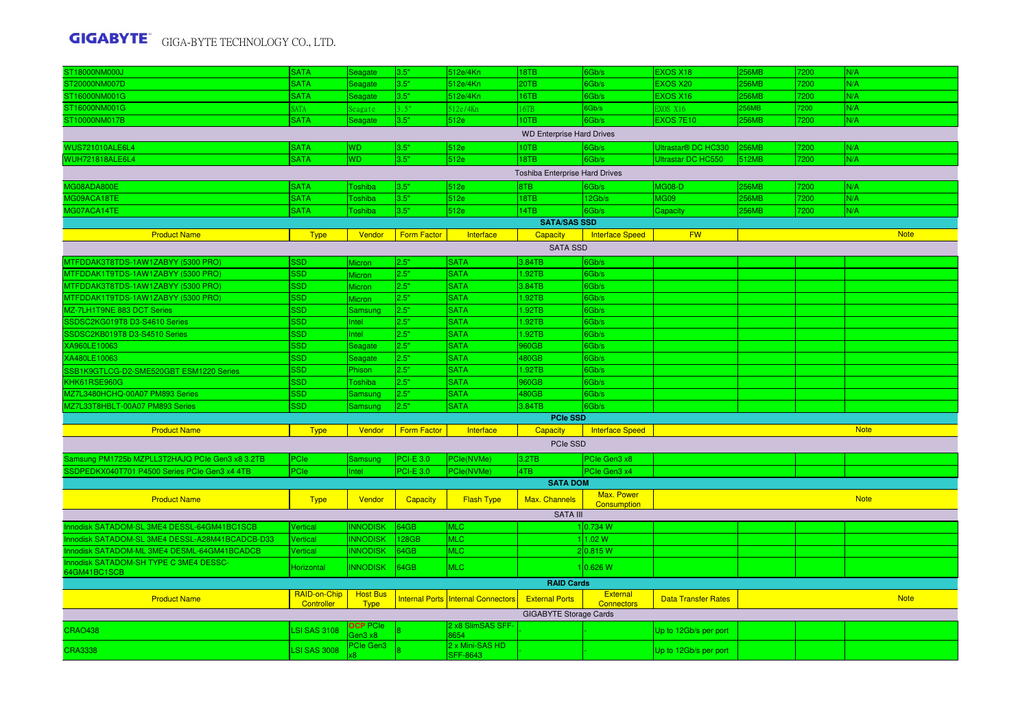| | | | | | | | | | | |
|---|---|---|---|---|---|---|---|---|---|---|
| ST18000NM000J | SATA | Seagate | 3.5" | 512e/4Kn | 18TB | 6Gb/s | EXOS X18 | 256MB | 7200 | N/A |
| ST20000NM007D | SATA | Seagate | 3.5" | 512e/4Kn | 20TB | 6Gb/s | EXOS X20 | 256MB | 7200 | N/A |
| ST16000NM001G | SATA | Seagate | 3.5" | 512e/4Kn | 16TB | 6Gb/s | EXOS X16 | 256MB | 7200 | N/A |
| ST16000NM001G | SATA | Seagate | 3.5" | 512e/4Kn | 16TB | 6Gb/s | EXOS X16 | 256MB | 7200 | N/A |
| ST10000NM017B | SATA | Seagate | 3.5" | 512e | 10TB | 6Gb/s | EXOS 7E10 | 256MB | 7200 | N/A |
| WD Enterprise Hard Drives | | | | | | | | | | |
| WUS721010ALE6L4 | SATA | WD | 3.5" | 512e | 10TB | 6Gb/s | Ultrastar® DC HC330 | 256MB | 7200 | N/A |
| WUH721818ALE6L4 | SATA | WD | 3.5" | 512e | 18TB | 6Gb/s | Ultrastar DC HC550 | 512MB | 7200 | N/A |
| Toshiba Enterprise Hard Drives | | | | | | | | | | |
| MG08ADA800E | SATA | Toshiba | 3.5" | 512e | 8TB | 6Gb/s | MG08-D | 256MB | 7200 | N/A |
| MG09ACA18TE | SATA | Toshiba | 3.5" | 512e | 18TB | 12Gb/s | MG09 | 256MB | 7200 | N/A |
| MG07ACA14TE | SATA | Toshiba | 3.5" | 512e | 14TB | 6Gb/s | Capacity | 256MB | 7200 | N/A |

## SATA/SAS SSD

| Product Name | Type | Vendor | Form Factor | Interface | Capacity | Interface Speed | FW | Note |
|---|---|---|---|---|---|---|---|---|
| SATA SSD | | | | | | | | |
| MTFDDAK3T8TDS-1AW1ZABYY (5300 PRO) | SSD | Micron | 2.5" | SATA | 3.84TB | 6Gb/s | | |
| MTFDDAK1T9TDS-1AW1ZABYY (5300 PRO) | SSD | Micron | 2.5" | SATA | 1.92TB | 6Gb/s | | |
| MTFDDAK3T8TDS-1AW1ZABYY (5300 PRO) | SSD | Micron | 2.5" | SATA | 3.84TB | 6Gb/s | | |
| MTFDDAK1T9TDS-1AW1ZABYY (5300 PRO) | SSD | Micron | 2.5" | SATA | 1.92TB | 6Gb/s | | |
| MZ-7LH1T9NE 883 DCT Series | SSD | Samsung | 2.5" | SATA | 1.92TB | 6Gb/s | | |
| SSDSC2KG019T8 D3-S4610 Series | SSD | Intel | 2.5" | SATA | 1.92TB | 6Gb/s | | |
| SSDSC2KB019T8 D3-S4510 Series | SSD | Intel | 2.5" | SATA | 1.92TB | 6Gb/s | | |
| XA960LE10063 | SSD | Seagate | 2.5" | SATA | 960GB | 6Gb/s | | |
| XA480LE10063 | SSD | Seagate | 2.5" | SATA | 480GB | 6Gb/s | | |
| SSB1K9GTLCG-D2-SME520GBT ESM1220 Series | SSD | Phison | 2.5" | SATA | 1.92TB | 6Gb/s | | |
| KHK61RSE960G | SSD | Toshiba | 2.5" | SATA | 960GB | 6Gb/s | | |
| MZ7L3480HCHQ-00A07 PM893 Series | SSD | Samsung | 2.5" | SATA | 480GB | 6Gb/s | | |
| MZ7L33T8HBLT-00A07 PM893 Series | SSD | Samsung | 2.5" | SATA | 3.84TB | 6Gb/s | | |

## PCIe SSD

| Product Name | Type | Vendor | Form Factor | Interface | Capacity | Interface Speed | Note |
|---|---|---|---|---|---|---|---|
| PCIe SSD | | | | | | | |
| Samsung PM1725b MZPLL3T2HAJQ PCIe Gen3 x8 3.2TB | PCIe | Samsung | PCI-E 3.0 | PCIe(NVMe) | 3.2TB | PCIe Gen3 x8 | |
| SSDPEDKX040T701 P4500 Series PCIe Gen3 x4 4TB | PCIe | Intel | PCI-E 3.0 | PCIe(NVMe) | 4TB | PCIe Gen3 x4 | |

## SATA DOM

| Product Name | Type | Vendor | Capacity | Flash Type | Max. Channels | Max. Power Consumption | Note |
|---|---|---|---|---|---|---|---|
| SATA III | | | | | | | |
| Innodisk SATADOM-SL 3ME4 DESSL-64GM41BC1SCB | Vertical | INNODISK | 64GB | MLC | 1 | 0.734 W | |
| Innodisk SATADOM-SL 3ME4 DESSL-A28M41BCADCB-D33 | Vertical | INNODISK | 128GB | MLC | 1 | 1.02 W | |
| Innodisk SATADOM-ML 3ME4 DESML-64GM41BCADCB | Vertical | INNODISK | 64GB | MLC | 2 | 0.815 W | |
| Innodisk SATADOM-SH TYPE C 3ME4 DESSC-64GM41BC1SCB | Horizontal | INNODISK | 64GB | MLC | 1 | 0.626 W | |

## RAID Cards

| Product Name | RAID-on-Chip Controller | Host Bus Type | Internal Ports | Internal Connectors | External Ports | External Connectors | Data Transfer Rates | Note |
|---|---|---|---|---|---|---|---|---|
| GIGABYTE Storage Cards | | | | | | | | |
| CRAO438 | LSI SAS 3108 | OCP PCIe Gen3 x8 | 8 | 2 x8 SlimSAS SFF-8654 | - | - | Up to 12Gb/s per port | |
| CRA3338 | LSI SAS 3008 | PCIe Gen3 x8 | 8 | 2 x Mini-SAS HD SFF-8643 | - | - | Up to 12Gb/s per port | |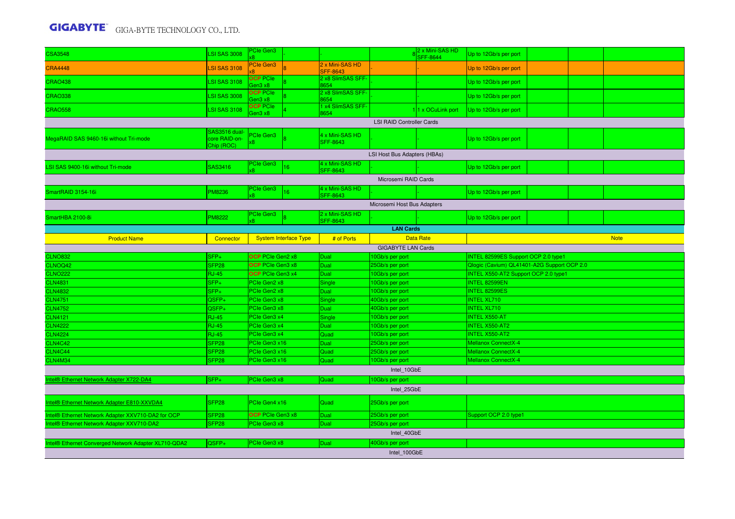| | | | | | | | | | | | |
|---|---|---|---|---|---|---|---|---|---|---|---|
| CSA3548 | LSI SAS 3008 | PCIe Gen3 x8 | - | - | 8 | 2 x Mini-SAS HD SFF-8644 | Up to 12Gb/s per port | | | |
| CRA4448 | LSI SAS 3108 | PCIe Gen3 x8 | 8 | 2 x Mini-SAS HD SFF-8643 | - | - | Up to 12Gb/s per port | | | |
| CRAO438 | LSI SAS 3108 | OCP PCIe Gen3 x8 | 8 | 2 x8 SlimSAS SFF-8654 | - | - | Up to 12Gb/s per port | | | |
| CRAO338 | LSI SAS 3008 | OCP PCIe Gen3 x8 | 8 | 2 x8 SlimSAS SFF-8654 | - | - | Up to 12Gb/s per port | | | |
| CRAO558 | LSI SAS 3108 | OCP PCIe Gen3 x8 | 4 | 1 x4 SlimSAS SFF-8654 | 1 | 1 x OCuLink port | Up to 12Gb/s per port | | | |
| LSI RAID Controller Cards | | | | | | | | | | |
| MegaRAID SAS 9460-16i without Tri-mode | SAS3516 dual-core RAID-on-Chip (ROC) | PCIe Gen3 x8 | 8 | 4 x Mini-SAS HD SFF-8643 | - | - | Up to 12Gb/s per port | | | |
| LSI Host Bus Adapters (HBAs) | | | | | | | | | | |
| LSI SAS 9400-16i without Tri-mode | SAS3416 | PCIe Gen3 x8 | 16 | 4 x Mini-SAS HD SFF-8643 | - | - | Up to 12Gb/s per port | | | |
| Microsemi RAID Cards | | | | | | | | | | |
| SmartRAID 3154-16i | PM8236 | PCIe Gen3 x8 | 16 | 4 x Mini-SAS HD SFF-8643 | - | - | Up to 12Gb/s per port | | | |
| Microsemi Host Bus Adapters | | | | | | | | | | |
| SmartHBA 2100-8i | PM8222 | PCIe Gen3 x8 | 8 | 2 x Mini-SAS HD SFF-8643 | - | - | Up to 12Gb/s per port | | | |

**LAN Cards**

| Product Name | Connector | System Interface Type | # of Ports | Data Rate | Note |
|---|---|---|---|---|---|
| GIGABYTE LAN Cards | | | | | |
| CLNO832 | SFP+ | OCP PCIe Gen2 x8 | Dual | 10Gb/s per port | INTEL 82599ES Support OCP 2.0 type1 |
| CLNOQ42 | SFP28 | OCP PCIe Gen3 x8 | Dual | 25Gb/s per port | Qlogic (Cavium) QL41401-A2G Support OCP 2.0 |
| CLNO222 | RJ-45 | OCP PCIe Gen3 x4 | Dual | 10Gb/s per port | INTEL X550-AT2 Support OCP 2.0 type1 |
| CLN4831 | SFP+ | PCIe Gen2 x8 | Single | 10Gb/s per port | INTEL 82599EN |
| CLN4832 | SFP+ | PCIe Gen2 x8 | Dual | 10Gb/s per port | INTEL 82599ES |
| CLN4751 | QSFP+ | PCIe Gen3 x8 | Single | 40Gb/s per port | INTEL XL710 |
| CLN4752 | QSFP+ | PCIe Gen3 x8 | Dual | 40Gb/s per port | INTEL XL710 |
| CLN4121 | RJ-45 | PCIe Gen3 x4 | Single | 10Gb/s per port | INTEL X550-AT |
| CLN4222 | RJ-45 | PCIe Gen3 x4 | Dual | 10Gb/s per port | INTEL X550-AT2 |
| CLN4224 | RJ-45 | PCIe Gen3 x4 | Quad | 10Gb/s per port | INTEL X550-AT2 |
| CLN4C42 | SFP28 | PCIe Gen3 x16 | Dual | 25Gb/s per port | Mellanox ConnectX-4 |
| CLN4C44 | SFP28 | PCIe Gen3 x16 | Quad | 25Gb/s per port | Mellanox ConnectX-4 |
| CLN4M34 | SFP28 | PCIe Gen3 x16 | Quad | 10Gb/s per port | Mellanox ConnectX-4 |
| Intel_10GbE | | | | | |
| Intel® Ethernet Network Adapter X722-DA4 | SFP+ | PCIe Gen3 x8 | Quad | 10Gb/s per port | |
| Intel_25GbE | | | | | |
| Intel® Ethernet Network Adapter E810-XXVDA4 | SFP28 | PCIe Gen4 x16 | Quad | 25Gb/s per port | |
| Intel® Ethernet Network Adapter XXV710-DA2 for OCP | SFP28 | OCP PCIe Gen3 x8 | Dual | 25Gb/s per port | Support OCP 2.0 type1 |
| Intel® Ethernet Network Adapter XXV710-DA2 | SFP28 | PCIe Gen3 x8 | Dual | 25Gb/s per port | |
| Intel_40GbE | | | | | |
| Intel® Ethernet Converged Network Adapter XL710-QDA2 | QSFP+ | PCIe Gen3 x8 | Dual | 40Gb/s per port | |
| Intel_100GbE | | | | | |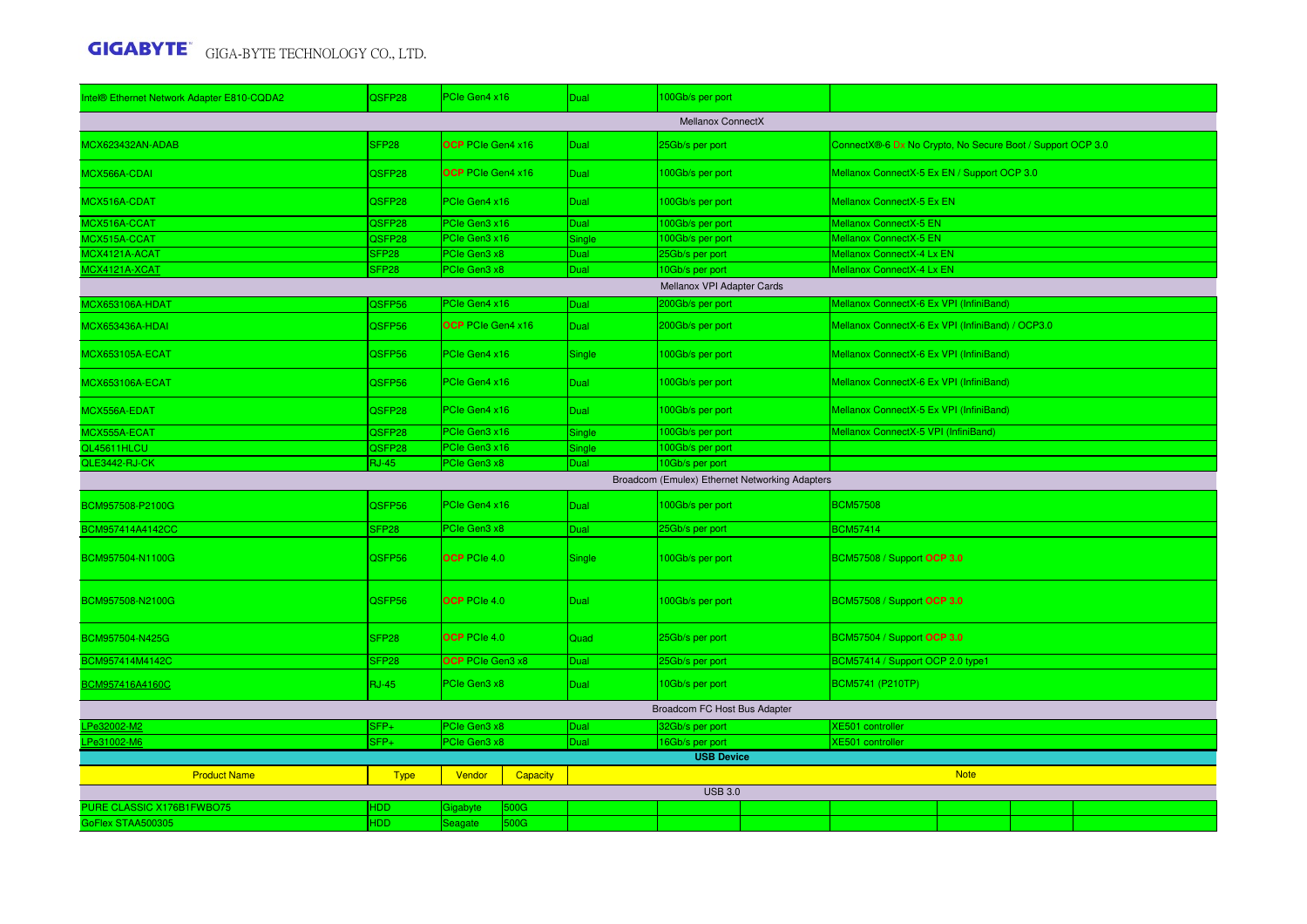| | | | | | |
|---|---|---|---|---|---|
| Intel® Ethernet Network Adapter E810-CQDA2 | QSFP28 | PCIe Gen4 x16 | Dual | 100Gb/s per port | |
| Mellanox ConnectX | | | | | |
| MCX623432AN-ADAB | SFP28 | OCP PCIe Gen4 x16 | Dual | 25Gb/s per port | ConnectX®-6 Dx No Crypto, No Secure Boot / Support OCP 3.0 |
| MCX566A-CDAI | QSFP28 | OCP PCIe Gen4 x16 | Dual | 100Gb/s per port | Mellanox ConnectX-5 Ex EN / Support OCP 3.0 |
| MCX516A-CDAT | QSFP28 | PCIe Gen4 x16 | Dual | 100Gb/s per port | Mellanox ConnectX-5 Ex EN |
| MCX516A-CCAT | QSFP28 | PCIe Gen3 x16 | Dual | 100Gb/s per port | Mellanox ConnectX-5 EN |
| MCX515A-CCAT | QSFP28 | PCIe Gen3 x16 | Single | 100Gb/s per port | Mellanox ConnectX-5 EN |
| MCX4121A-ACAT | SFP28 | PCIe Gen3 x8 | Dual | 25Gb/s per port | Mellanox ConnectX-4 Lx EN |
| MCX4121A-XCAT | SFP28 | PCIe Gen3 x8 | Dual | 10Gb/s per port | Mellanox ConnectX-4 Lx EN |
| Mellanox VPI Adapter Cards | | | | | |
| MCX653106A-HDAT | QSFP56 | PCIe Gen4 x16 | Dual | 200Gb/s per port | Mellanox ConnectX-6 Ex VPI (InfiniBand) |
| MCX653436A-HDAI | QSFP56 | OCP PCIe Gen4 x16 | Dual | 200Gb/s per port | Mellanox ConnectX-6 Ex VPI (InfiniBand) / OCP3.0 |
| MCX653105A-ECAT | QSFP56 | PCIe Gen4 x16 | Single | 100Gb/s per port | Mellanox ConnectX-6 Ex VPI (InfiniBand) |
| MCX653106A-ECAT | QSFP56 | PCIe Gen4 x16 | Dual | 100Gb/s per port | Mellanox ConnectX-6 Ex VPI (InfiniBand) |
| MCX556A-EDAT | QSFP28 | PCIe Gen4 x16 | Dual | 100Gb/s per port | Mellanox ConnectX-5 Ex VPI (InfiniBand) |
| MCX555A-ECAT | QSFP28 | PCIe Gen3 x16 | Single | 100Gb/s per port | Mellanox ConnectX-5 VPI (InfiniBand) |
| QL45611HLCU | QSFP28 | PCIe Gen3 x16 | Single | 100Gb/s per port | |
| QLE3442-RJ-CK | RJ-45 | PCIe Gen3 x8 | Dual | 10Gb/s per port | |
| Broadcom (Emulex) Ethernet Networking Adapters | | | | | |
| BCM957508-P2100G | QSFP56 | PCIe Gen4 x16 | Dual | 100Gb/s per port | BCM57508 |
| BCM957414A4142CC | SFP28 | PCIe Gen3 x8 | Dual | 25Gb/s per port | BCM57414 |
| BCM957504-N1100G | QSFP56 | OCP PCIe 4.0 | Single | 100Gb/s per port | BCM57508 / Support OCP 3.0 |
| BCM957508-N2100G | QSFP56 | OCP PCIe 4.0 | Dual | 100Gb/s per port | BCM57508 / Support OCP 3.0 |
| BCM957504-N425G | SFP28 | OCP PCIe 4.0 | Quad | 25Gb/s per port | BCM57504 / Support OCP 3.0 |
| BCM957414M4142C | SFP28 | OCP PCIe Gen3 x8 | Dual | 25Gb/s per port | BCM57414 / Support OCP 2.0 type1 |
| BCM957416A4160C | RJ-45 | PCIe Gen3 x8 | Dual | 10Gb/s per port | BCM5741 (P210TP) |
| Broadcom FC Host Bus Adapter | | | | | |
| LPe32002-M2 | SFP+ | PCIe Gen3 x8 | Dual | 32Gb/s per port | XE501 controller |
| LPe31002-M6 | SFP+ | PCIe Gen3 x8 | Dual | 16Gb/s per port | XE501 controller |

**USB Device**

| Product Name | Type | Vendor | Capacity | Note |
|---|---|---|---|---|
| USB 3.0 | | | | |
| PURE CLASSIC X176B1FWBO75 | HDD | Gigabyte | 500G | |
| GoFlex STAA500305 | HDD | Seagate | 500G | |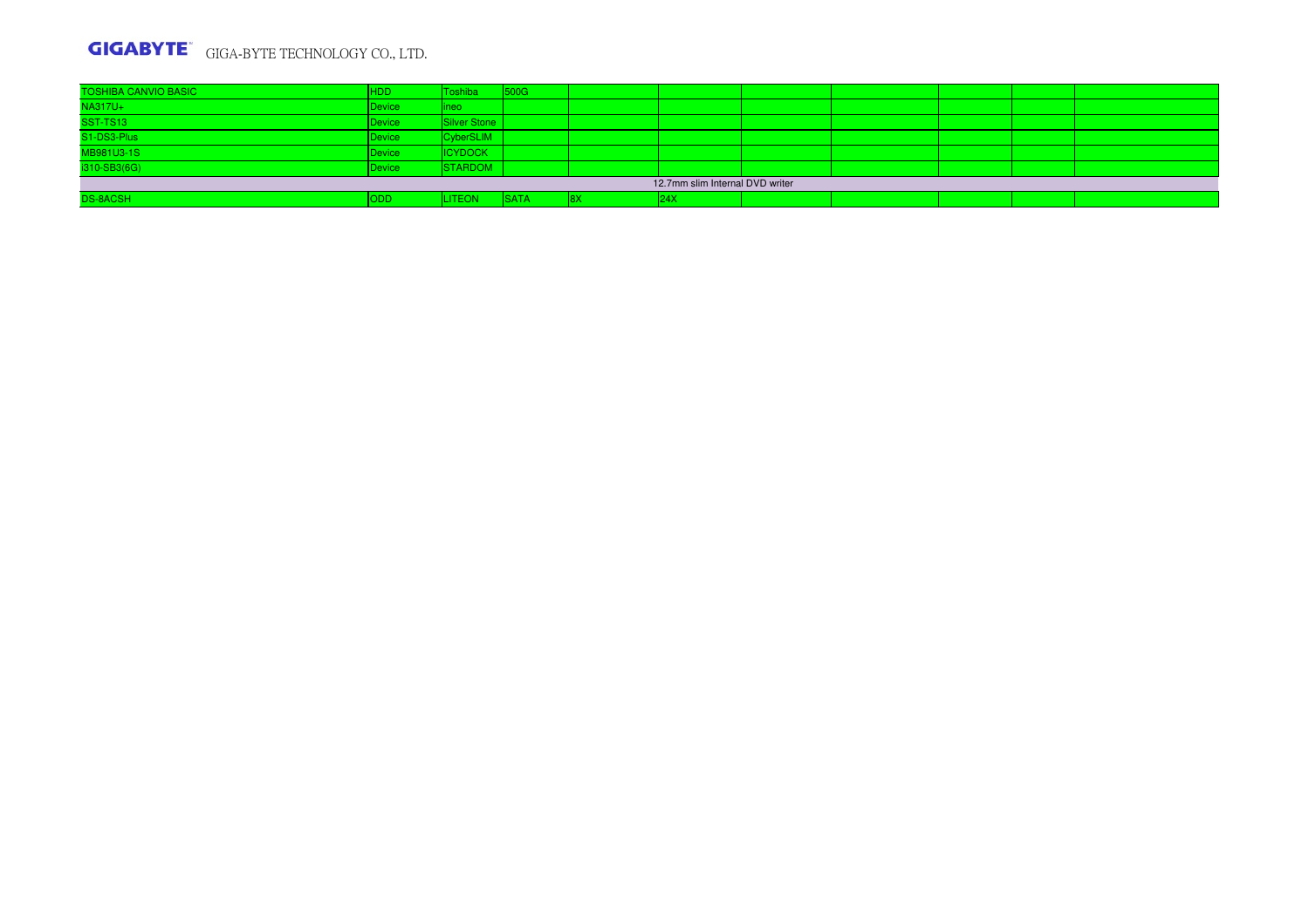| | | | | | | | | | | |
|---|---|---|---|---|---|---|---|---|---|---|
| TOSHIBA CANVIO BASIC | HDD | Toshiba | 500G | | | | | | | |
| NA317U+ | Device | ineo | | | | | | | | |
| SST-TS13 | Device | Silver Stone | | | | | | | | |
| S1-DS3-Plus | Device | CyberSLIM | | | | | | | | |
| MB981U3-1S | Device | ICYDOCK | | | | | | | | |
| i310-SB3(6G) | Device | STARDOM | | | | | | | | |
| 12.7mm slim Internal DVD writer | | | | | | | | | | |
| DS-8ACSH | ODD | LITEON | SATA | 8X | 24X | | | | | |